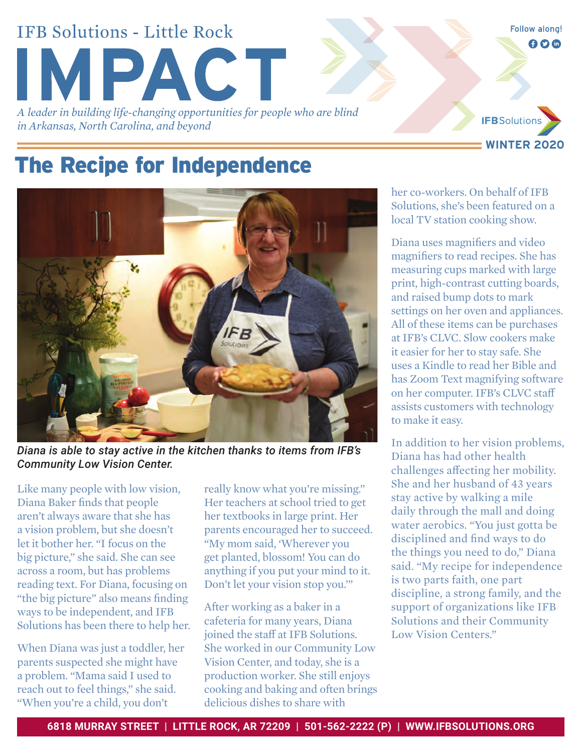IFB Solutions - Little Rock

# IMPACT

*A leader in building life-changing opportunities for people who are blind in Arkansas, North Carolina, and beyond*

Follow along!

IFBSolutions

**WINTER 2020**

## The Recipe for Independence

*Diana is able to stay active in the kitchen thanks to items from IFB's Community Low Vision Center.*

Like many people with low vision, Diana Baker finds that people aren't always aware that she has a vision problem, but she doesn't let it bother her. "I focus on the big picture," she said. She can see across a room, but has problems reading text. For Diana, focusing on "the big picture" also means finding ways to be independent, and IFB Solutions has been there to help her.

When Diana was just a toddler, her parents suspected she might have a problem. "Mama said I used to reach out to feel things," she said. "When you're a child, you don't really know what you're missing." Her teachers at school tried to get her textbooks in large print. Her parents encouraged her to succeed. "My mom said, 'Wherever you get planted, blossom! You can do anything if you put your mind to it. Don't let your vision stop you.'"

After working as a baker in a cafeteria for many years, Diana joined the staff at IFB Solutions. She worked in our Community Low Vision Center, and today, she is a production worker. She still enjoys cooking and baking and often brings delicious dishes to share with her co-workers. On behalf of IFB Solutions, she's been featured on a local TV station cooking show.

Diana uses magnifiers and video magnifiers to read recipes. She has measuring cups marked with large print, high-contrast cutting boards, and raised bump dots to mark settings on her oven and appliances. All of these items can be purchases at IFB's CLVC. Slow cookers make it easier for her to stay safe. She uses a Kindle to read her Bible and has Zoom Text magnifying software on her computer. IFB's CLVC staff assists customers with technology to make it easy.

In addition to her vision problems, Diana has had other health challenges affecting her mobility. She and her husband of 43 years stay active by walking a mile daily through the mall and doing water aerobics. "You just gotta be disciplined and find ways to do the things you need to do," Diana said. "My recipe for independence is two parts faith, one part discipline, a strong family, and the support of organizations like IFB Solutions and their Community Low Vision Centers."

**6818 MURRAY STREET | LITTLE ROCK, AR 72209 | 501-562-2222 (P) | WWW.IFBSOLUTIONS.ORG**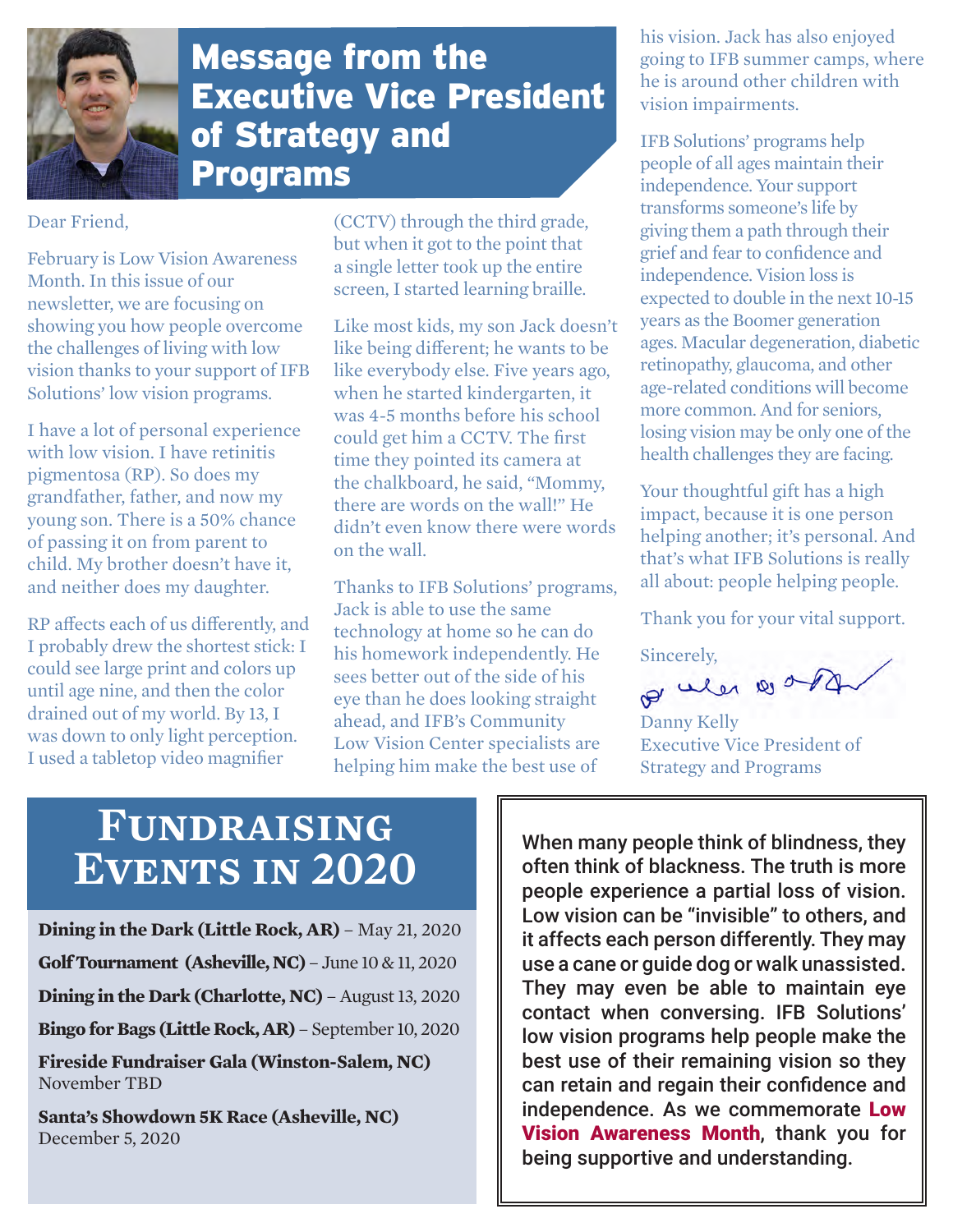# Message from the Executive Vice President of Strategy and Programs

Dear Friend,

February is Low Vision Awareness Month. In this issue of our newsletter, we are focusing on showing you how people overcome the challenges of living with low vision thanks to your support of IFB Solutions' low vision programs.

I have a lot of personal experience with low vision. I have retinitis pigmentosa (RP). So does my grandfather, father, and now my young son. There is a 50% chance of passing it on from parent to child. My brother doesn't have it, and neither does my daughter.

RP affects each of us differently, and I probably drew the shortest stick: I could see large print and colors up until age nine, and then the color drained out of my world. By 13, I was down to only light perception. I used a tabletop video magnifier (CCTV) through the third grade, but when it got to the point that a single letter took up the entire screen, I started learning braille.

Like most kids, my son Jack doesn't like being different; he wants to be like everybody else. Five years ago, when he started kindergarten, it was 4-5 months before his school could get him a CCTV. The first time they pointed its camera at the chalkboard, he said, "Mommy, there are words on the wall!" He didn't even know there were words on the wall.

Thanks to IFB Solutions' programs, Jack is able to use the same technology at home so he can do his homework independently. He sees better out of the side of his eye than he does looking straight ahead, and IFB's Community Low Vision Center specialists are helping him make the best use of his vision. Jack has also enjoyed going to IFB summer camps, where he is around other children with vision impairments.

IFB Solutions' programs help people of all ages maintain their independence. Your support transforms someone's life by giving them a path through their grief and fear to confidence and independence. Vision loss is expected to double in the next 10-15 years as the Boomer generation ages. Macular degeneration, diabetic retinopathy, glaucoma, and other age-related conditions will become more common. And for seniors, losing vision may be only one of the health challenges they are facing.

Your thoughtful gift has a high impact, because it is one person helping another; it's personal. And that's what IFB Solutions is really all about: people helping people.

Thank you for your vital support.

Sincerely,

Danny Kelly
Executive Vice President of Strategy and Programs

# Fundraising Events in 2020

**Dining in the Dark (Little Rock, AR)** – May 21, 2020

**Golf Tournament (Asheville, NC)** – June 10 & 11, 2020

**Dining in the Dark (Charlotte, NC)** – August 13, 2020

**Bingo for Bags (Little Rock, AR)** – September 10, 2020

**Fireside Fundraiser Gala (Winston-Salem, NC)**
November TBD

**Santa's Showdown 5K Race (Asheville, NC)**
December 5, 2020

When many people think of blindness, they often think of blackness. The truth is more people experience a partial loss of vision. Low vision can be "invisible" to others, and it affects each person differently. They may use a cane or guide dog or walk unassisted. They may even be able to maintain eye contact when conversing. IFB Solutions' low vision programs help people make the best use of their remaining vision so they can retain and regain their confidence and independence. As we commemorate **Low Vision Awareness Month**, thank you for being supportive and understanding.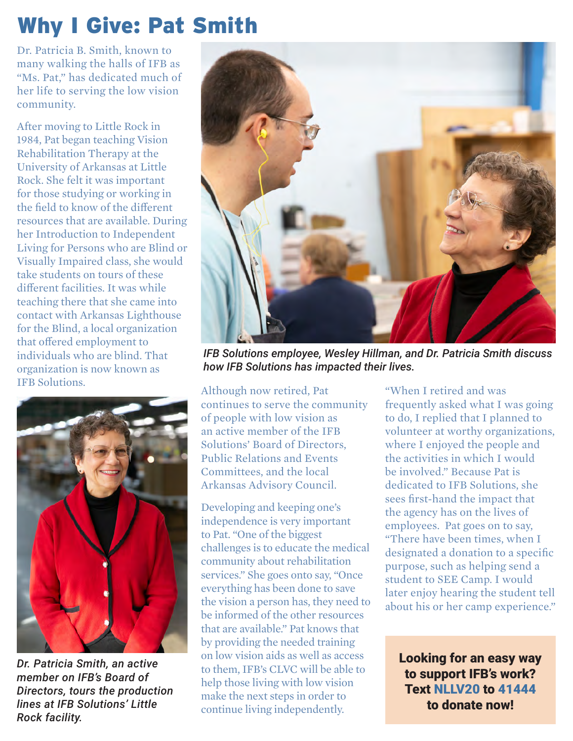# Why I Give: Pat Smith

Dr. Patricia B. Smith, known to many walking the halls of IFB as "Ms. Pat," has dedicated much of her life to serving the low vision community.

After moving to Little Rock in 1984, Pat began teaching Vision Rehabilitation Therapy at the University of Arkansas at Little Rock. She felt it was important for those studying or working in the field to know of the different resources that are available. During her Introduction to Independent Living for Persons who are Blind or Visually Impaired class, she would take students on tours of these different facilities. It was while teaching there that she came into contact with Arkansas Lighthouse for the Blind, a local organization that offered employment to individuals who are blind. That organization is now known as IFB Solutions.

*IFB Solutions employee, Wesley Hillman, and Dr. Patricia Smith discuss how IFB Solutions has impacted their lives.*

*Dr. Patricia Smith, an active member on IFB's Board of Directors, tours the production lines at IFB Solutions' Little Rock facility.*

Although now retired, Pat continues to serve the community of people with low vision as an active member of the IFB Solutions' Board of Directors, Public Relations and Events Committees, and the local Arkansas Advisory Council.

Developing and keeping one's independence is very important to Pat. "One of the biggest challenges is to educate the medical community about rehabilitation services." She goes onto say, "Once everything has been done to save the vision a person has, they need to be informed of the other resources that are available." Pat knows that by providing the needed training on low vision aids as well as access to them, IFB's CLVC will be able to help those living with low vision make the next steps in order to continue living independently.

"When I retired and was frequently asked what I was going to do, I replied that I planned to volunteer at worthy organizations, where I enjoyed the people and the activities in which I would be involved." Because Pat is dedicated to IFB Solutions, she sees first-hand the impact that the agency has on the lives of employees. Pat goes on to say, "There have been times, when I designated a donation to a specific purpose, such as helping send a student to SEE Camp. I would later enjoy hearing the student tell about his or her camp experience."

**Looking for an easy way to support IFB's work? Text NLLV20 to 41444 to donate now!**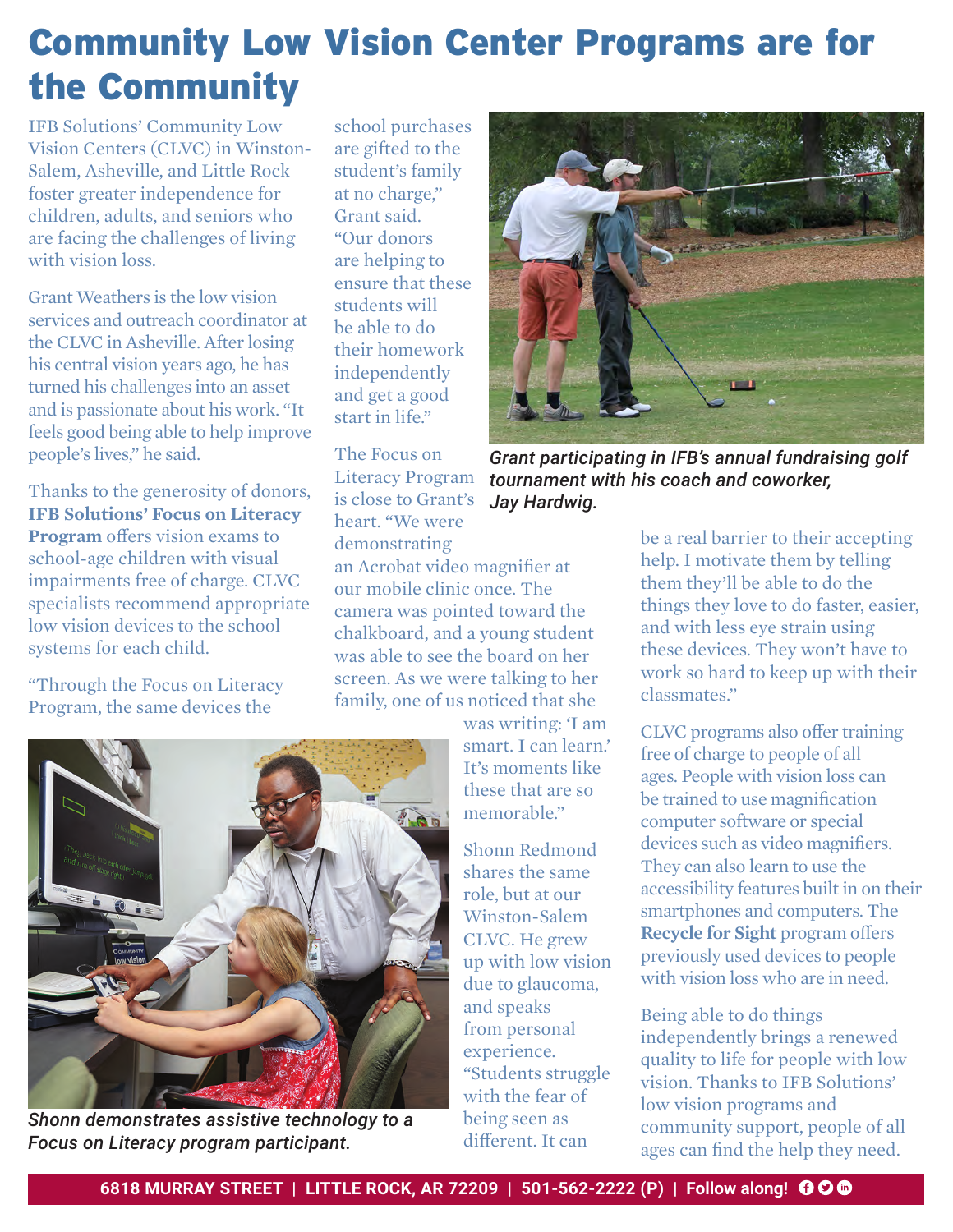# Community Low Vision Center Programs are for the Community

IFB Solutions' Community Low Vision Centers (CLVC) in Winston-Salem, Asheville, and Little Rock foster greater independence for children, adults, and seniors who are facing the challenges of living with vision loss.

Grant Weathers is the low vision services and outreach coordinator at the CLVC in Asheville. After losing his central vision years ago, he has turned his challenges into an asset and is passionate about his work. "It feels good being able to help improve people's lives," he said.

Thanks to the generosity of donors, **IFB Solutions' Focus on Literacy Program** offers vision exams to school-age children with visual impairments free of charge. CLVC specialists recommend appropriate low vision devices to the school systems for each child.

"Through the Focus on Literacy Program, the same devices the school purchases are gifted to the student's family at no charge," Grant said. "Our donors are helping to ensure that these students will be able to do their homework independently and get a good start in life."

The Focus on Literacy Program is close to Grant's heart. "We were demonstrating an Acrobat video magnifier at our mobile clinic once. The camera was pointed toward the chalkboard, and a young student was able to see the board on her screen. As we were talking to her family, one of us noticed that she was writing: 'I am smart. I can learn.' It's moments like these that are so memorable."

*Grant participating in IFB's annual fundraising golf tournament with his coach and coworker, Jay Hardwig.*

Shonn Redmond shares the same role, but at our Winston-Salem CLVC. He grew up with low vision due to glaucoma, and speaks from personal experience. "Students struggle with the fear of being seen as different. It can be a real barrier to their accepting help. I motivate them by telling them they'll be able to do the things they love to do faster, easier, and with less eye strain using these devices. They won't have to work so hard to keep up with their classmates."

*Shonn demonstrates assistive technology to a Focus on Literacy program participant.*

CLVC programs also offer training free of charge to people of all ages. People with vision loss can be trained to use magnification computer software or special devices such as video magnifiers. They can also learn to use the accessibility features built in on their smartphones and computers. The **Recycle for Sight** program offers previously used devices to people with vision loss who are in need.

Being able to do things independently brings a renewed quality to life for people with low vision. Thanks to IFB Solutions' low vision programs and community support, people of all ages can find the help they need.

**6818 MURRAY STREET | LITTLE ROCK, AR 72209 | 501-562-2222 (P) | Follow along!**